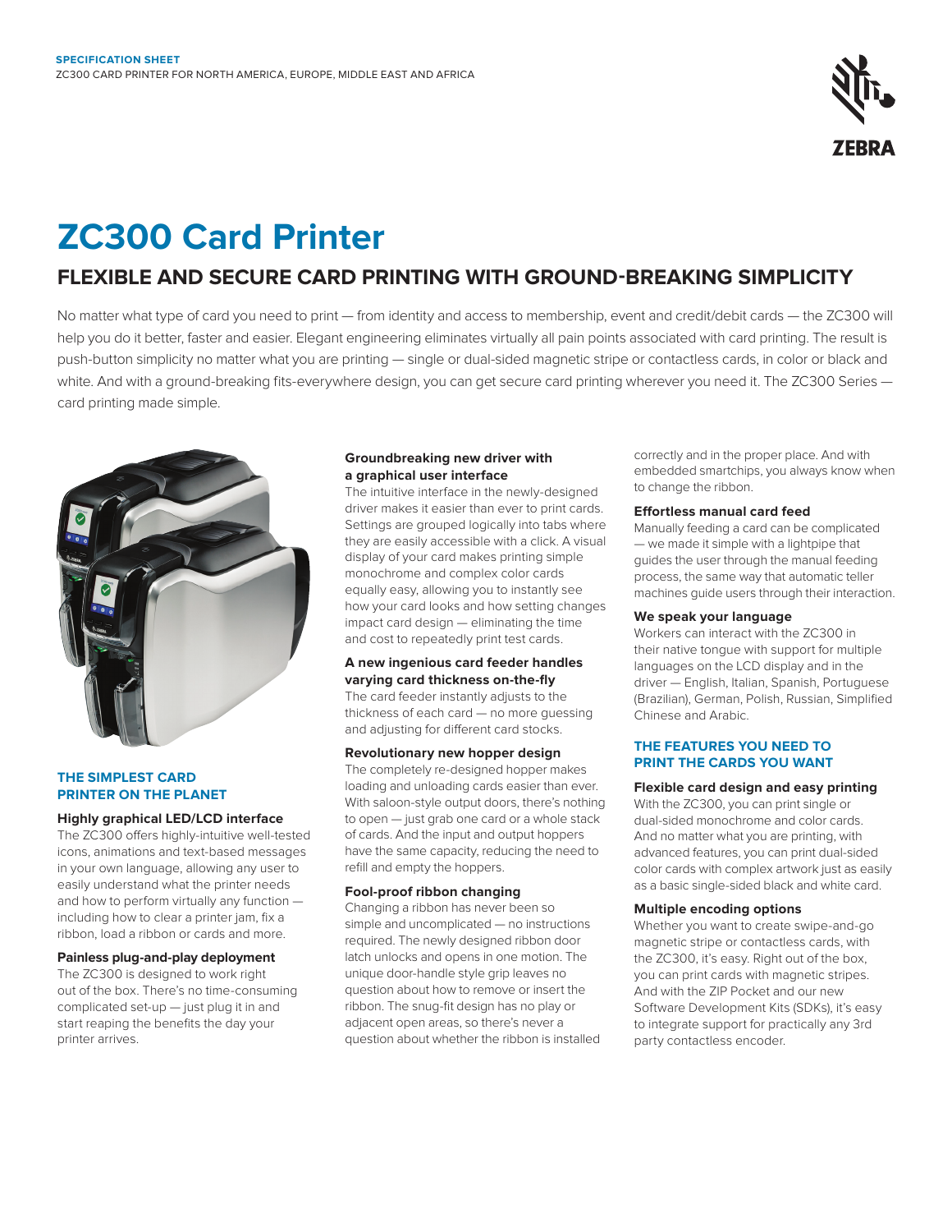**SPECIFICATION SHEET**
ZC300 CARD PRINTER FOR NORTH AMERICA, EUROPE, MIDDLE EAST AND AFRICA

# ZC300 Card Printer

## FLEXIBLE AND SECURE CARD PRINTING WITH GROUND-BREAKING SIMPLICITY

No matter what type of card you need to print — from identity and access to membership, event and credit/debit cards — the ZC300 will help you do it better, faster and easier. Elegant engineering eliminates virtually all pain points associated with card printing. The result is push-button simplicity no matter what you are printing — single or dual-sided magnetic stripe or contactless cards, in color or black and white. And with a ground-breaking fits-everywhere design, you can get secure card printing wherever you need it. The ZC300 Series — card printing made simple.

### THE SIMPLEST CARD PRINTER ON THE PLANET

#### Highly graphical LED/LCD interface

The ZC300 offers highly-intuitive well-tested icons, animations and text-based messages in your own language, allowing any user to easily understand what the printer needs and how to perform virtually any function — including how to clear a printer jam, fix a ribbon, load a ribbon or cards and more.

#### Painless plug-and-play deployment

The ZC300 is designed to work right out of the box. There's no time-consuming complicated set-up — just plug it in and start reaping the benefits the day your printer arrives.

#### Groundbreaking new driver with a graphical user interface

The intuitive interface in the newly-designed driver makes it easier than ever to print cards. Settings are grouped logically into tabs where they are easily accessible with a click. A visual display of your card makes printing simple monochrome and complex color cards equally easy, allowing you to instantly see how your card looks and how setting changes impact card design — eliminating the time and cost to repeatedly print test cards.

#### A new ingenious card feeder handles varying card thickness on-the-fly

The card feeder instantly adjusts to the thickness of each card — no more guessing and adjusting for different card stocks.

#### Revolutionary new hopper design

The completely re-designed hopper makes loading and unloading cards easier than ever. With saloon-style output doors, there's nothing to open — just grab one card or a whole stack of cards. And the input and output hoppers have the same capacity, reducing the need to refill and empty the hoppers.

#### Fool-proof ribbon changing

Changing a ribbon has never been so simple and uncomplicated — no instructions required. The newly designed ribbon door latch unlocks and opens in one motion. The unique door-handle style grip leaves no question about how to remove or insert the ribbon. The snug-fit design has no play or adjacent open areas, so there's never a question about whether the ribbon is installed correctly and in the proper place. And with embedded smartchips, you always know when to change the ribbon.

#### Effortless manual card feed

Manually feeding a card can be complicated — we made it simple with a lightpipe that guides the user through the manual feeding process, the same way that automatic teller machines guide users through their interaction.

#### We speak your language

Workers can interact with the ZC300 in their native tongue with support for multiple languages on the LCD display and in the driver — English, Italian, Spanish, Portuguese (Brazilian), German, Polish, Russian, Simplified Chinese and Arabic.

### THE FEATURES YOU NEED TO PRINT THE CARDS YOU WANT

#### Flexible card design and easy printing

With the ZC300, you can print single or dual-sided monochrome and color cards. And no matter what you are printing, with advanced features, you can print dual-sided color cards with complex artwork just as easily as a basic single-sided black and white card.

#### Multiple encoding options

Whether you want to create swipe-and-go magnetic stripe or contactless cards, with the ZC300, it's easy. Right out of the box, you can print cards with magnetic stripes. And with the ZIP Pocket and our new Software Development Kits (SDKs), it's easy to integrate support for practically any 3rd party contactless encoder.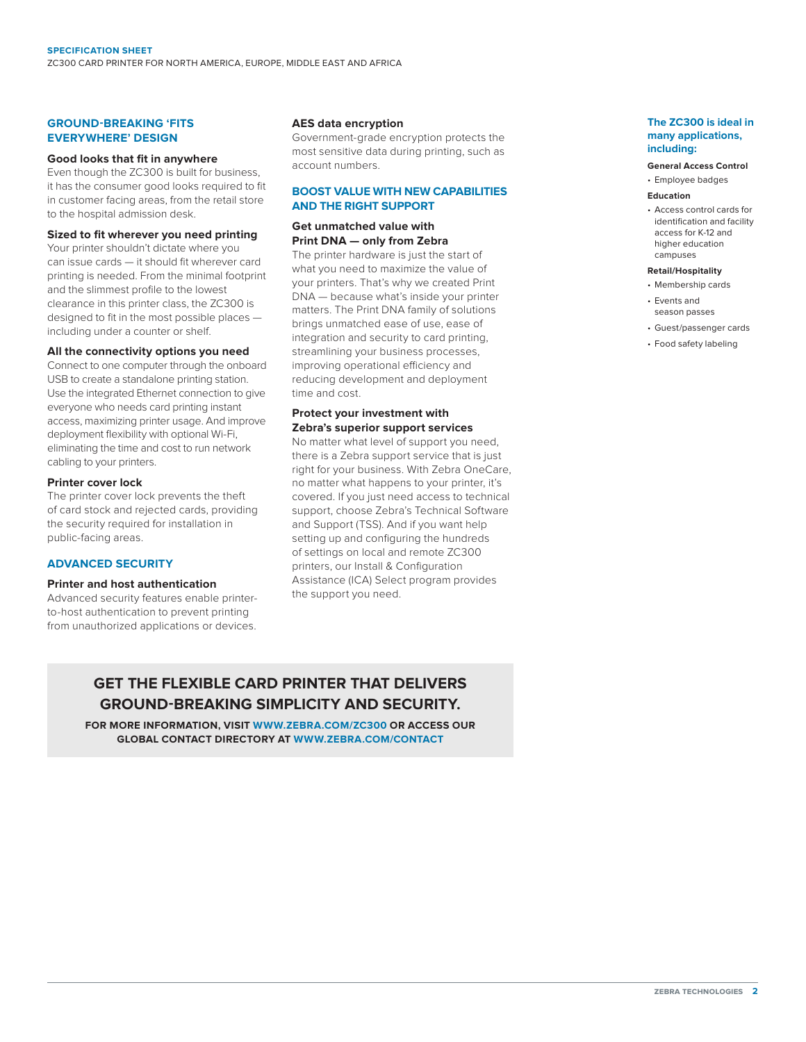## GROUND-BREAKING 'FITS EVERYWHERE' DESIGN

### Good looks that fit in anywhere

Even though the ZC300 is built for business, it has the consumer good looks required to fit in customer facing areas, from the retail store to the hospital admission desk.

### Sized to fit wherever you need printing

Your printer shouldn't dictate where you can issue cards — it should fit wherever card printing is needed. From the minimal footprint and the slimmest profile to the lowest clearance in this printer class, the ZC300 is designed to fit in the most possible places — including under a counter or shelf.

### All the connectivity options you need

Connect to one computer through the onboard USB to create a standalone printing station. Use the integrated Ethernet connection to give everyone who needs card printing instant access, maximizing printer usage. And improve deployment flexibility with optional Wi-Fi, eliminating the time and cost to run network cabling to your printers.

### Printer cover lock

The printer cover lock prevents the theft of card stock and rejected cards, providing the security required for installation in public-facing areas.

## ADVANCED SECURITY

### Printer and host authentication

Advanced security features enable printer-to-host authentication to prevent printing from unauthorized applications or devices.

### AES data encryption

Government-grade encryption protects the most sensitive data during printing, such as account numbers.

## BOOST VALUE WITH NEW CAPABILITIES AND THE RIGHT SUPPORT

### Get unmatched value with Print DNA — only from Zebra

The printer hardware is just the start of what you need to maximize the value of your printers. That's why we created Print DNA — because what's inside your printer matters. The Print DNA family of solutions brings unmatched ease of use, ease of integration and security to card printing, streamlining your business processes, improving operational efficiency and reducing development and deployment time and cost.

### Protect your investment with Zebra's superior support services

No matter what level of support you need, there is a Zebra support service that is just right for your business. With Zebra OneCare, no matter what happens to your printer, it's covered. If you just need access to technical support, choose Zebra's Technical Software and Support (TSS). And if you want help setting up and configuring the hundreds of settings on local and remote ZC300 printers, our Install & Configuration Assistance (ICA) Select program provides the support you need.

## The ZC300 is ideal in many applications, including:

**General Access Control**

- Employee badges

**Education**

- Access control cards for identification and facility access for K-12 and higher education campuses

**Retail/Hospitality**

- Membership cards
- Events and season passes
- Guest/passenger cards
- Food safety labeling

## GET THE FLEXIBLE CARD PRINTER THAT DELIVERS GROUND-BREAKING SIMPLICITY AND SECURITY.

**FOR MORE INFORMATION, VISIT WWW.ZEBRA.COM/ZC300 OR ACCESS OUR GLOBAL CONTACT DIRECTORY AT WWW.ZEBRA.COM/CONTACT**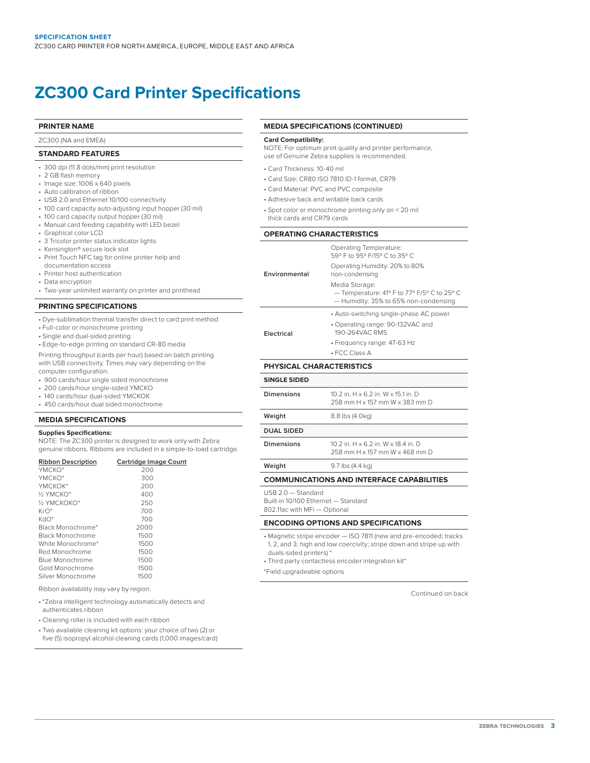SPECIFICATION SHEET
ZC300 CARD PRINTER FOR NORTH AMERICA, EUROPE, MIDDLE EAST AND AFRICA

# ZC300 Card Printer Specifications

## PRINTER NAME

ZC300 (NA and EMEA)

## STANDARD FEATURES

- 300 dpi (11.8 dots/mm) print resolution
- 2 GB flash memory
- Image size: 1006 x 640 pixels
- Auto calibration of ribbon
- USB 2.0 and Ethernet 10/100 connectivity
- 100 card capacity auto-adjusting input hopper (30 mil)
- 100 card capacity output hopper (30 mil)
- Manual card feeding capability with LED bezel
- Graphical color LCD
- 3 Tricolor printer status indicator lights
- Kensington® secure lock slot
- Print Touch NFC tag for online printer help and documentation access
- Printer host authentication
- Data encryption
- Two-year unlimited warranty on printer and printhead

## PRINTING SPECIFICATIONS

- Dye-sublimation thermal transfer direct to card print method
- Full-color or monochrome printing
- Single and dual-sided printing
- Edge-to-edge printing on standard CR-80 media

Printing throughput (cards per hour) based on batch printing with USB connectivity. Times may vary depending on the computer configuration.

- 900 cards/hour single sided monochrome
- 200 cards/hour single-sided YMCKO
- 140 cards/hour dual-sided YMCKOK
- 450 cards/hour dual sided monochrome

## MEDIA SPECIFICATIONS

**Supplies Specifications:**
NOTE: The ZC300 printer is designed to work only with Zebra genuine ribbons. Ribbons are included in a simple-to-load cartridge.

| Ribbon Description | Cartridge Image Count |
|---|---|
| YMCKO* | 200 |
| YMCKO* | 300 |
| YMCKOK* | 200 |
| ½ YMCKO* | 400 |
| ½ YMCKOKO* | 250 |
| KrO* | 700 |
| KdO* | 700 |
| Black Monochrome* | 2000 |
| Black Monochrome | 1500 |
| White Monochrome* | 1500 |
| Red Monochrome | 1500 |
| Blue Monochrome | 1500 |
| Gold Monochrome | 1500 |
| Silver Monochrome | 1500 |

Ribbon availability may vary by region.

- *Zebra intelligent technology automatically detects and authenticates ribbon
- Cleaning roller is included with each ribbon
- Two available cleaning kit options: your choice of two (2) or five (5) isopropyl alcohol cleaning cards (1,000 images/card)

## MEDIA SPECIFICATIONS (CONTINUED)

**Card Compatibility:**
NOTE: For optimum print quality and printer performance, use of Genuine Zebra supplies is recommended.

- Card Thickness: 10-40 mil
- Card Size: CR80 ISO 7810 ID-1 format, CR79
- Card Material: PVC and PVC composite
- Adhesive back and writable back cards
- Spot color or monochrome printing only on < 20 mil thick cards and CR79 cards

## OPERATING CHARACTERISTICS

| | |
|---|---|
| Environmental | Operating Temperature: 59° F to 95° F/15° C to 35° C<br>Operating Humidity: 20% to 80% non-condensing<br>Media Storage:<br>— Temperature: 41° F to 77° F/5° C to 25° C<br>— Humidity: 35% to 65% non-condensing |
| Electrical | • Auto-switching single-phase AC power<br>• Operating range: 90-132VAC and 190-264VAC RMS<br>• Frequency range: 47-63 Hz<br>• FCC Class A |

## PHYSICAL CHARACTERISTICS

| SINGLE SIDED | |
|---|---|
| Dimensions | 10.2 in. H x 6.2 in. W x 15.1 in. D<br>258 mm H x 157 mm W x 383 mm D |
| Weight | 8.8 lbs (4.0kg) |
| **DUAL SIDED** | |
| Dimensions | 10.2 in. H x 6.2 in. W x 18.4 in. D<br>258 mm H x 157 mm W x 468 mm D |
| Weight | 9.7 lbs (4.4 kg) |

## COMMUNICATIONS AND INTERFACE CAPABILITIES

USB 2.0 — Standard
Built-in 10/100 Ethernet — Standard
802.11ac with MFi — Optional

## ENCODING OPTIONS AND SPECIFICATIONS

- Magnetic stripe encoder — ISO 7811 (new and pre-encoded; tracks 1, 2, and 3; high and low coercivity; stripe down and stripe up with duals-sided printers) *
- Third party contactless encoder integration kit*

*Field upgradeable options

Continued on back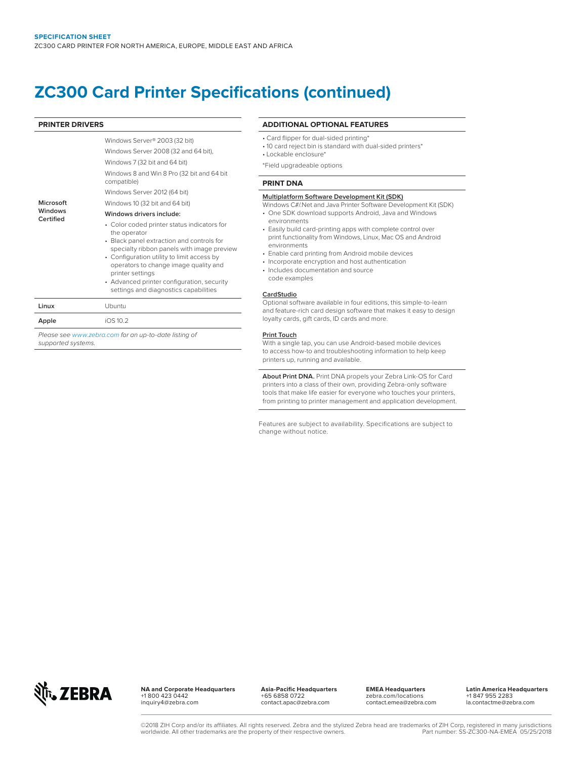# ZC300 Card Printer Specifications (continued)

## PRINTER DRIVERS

| | |
|---|---|
| **Microsoft Windows Certified** | Windows Server® 2003 (32 bit)<br>Windows Server 2008 (32 and 64 bit),<br>Windows 7 (32 bit and 64 bit)<br>Windows 8 and Win 8 Pro (32 bit and 64 bit compatible)<br>Windows Server 2012 (64 bit)<br>Windows 10 (32 bit and 64 bit)<br>**Windows drivers include:**<br>• Color coded printer status indicators for the operator<br>• Black panel extraction and controls for specialty ribbon panels with image preview<br>• Configuration utility to limit access by operators to change image quality and printer settings<br>• Advanced printer configuration, security settings and diagnostics capabilities |
| **Linux** | Ubuntu |
| **Apple** | iOS 10.2 |

*Please see www.zebra.com for an up-to-date listing of supported systems.*

## ADDITIONAL OPTIONAL FEATURES

- Card flipper for dual-sided printing*
- 10 card reject bin is standard with dual-sided printers*
- Lockable enclosure*

*Field upgradeable options

## PRINT DNA

**Multiplatform Software Development Kit (SDK)**

Windows C#/.Net and Java Printer Software Development Kit (SDK)

- One SDK download supports Android, Java and Windows environments
- Easily build card-printing apps with complete control over print functionality from Windows, Linux, Mac OS and Android environments
- Enable card printing from Android mobile devices
- Incorporate encryption and host authentication
- Includes documentation and source code examples

**CardStudio**

Optional software available in four editions, this simple-to-learn and feature-rich card design software that makes it easy to design loyalty cards, gift cards, ID cards and more.

**Print Touch**

With a single tap, you can use Android-based mobile devices to access how-to and troubleshooting information to help keep printers up, running and available.

**About Print DNA.** Print DNA propels your Zebra Link-OS for Card printers into a class of their own, providing Zebra-only software tools that make life easier for everyone who touches your printers, from printing to printer management and application development.

Features are subject to availability. Specifications are subject to change without notice.

**NA and Corporate Headquarters**
+1 800 423 0442
inquiry4@zebra.com

**Asia-Pacific Headquarters**
+65 6858 0722
contact.apac@zebra.com

**EMEA Headquarters**
zebra.com/locations
contact.emea@zebra.com

**Latin America Headquarters**
+1 847 955 2283
la.contactme@zebra.com

©2018 ZIH Corp and/or its affiliates. All rights reserved. Zebra and the stylized Zebra head are trademarks of ZIH Corp, registered in many jurisdictions worldwide. All other trademarks are the property of their respective owners. Part number: SS-ZC300-NA-EMEA 05/25/2018